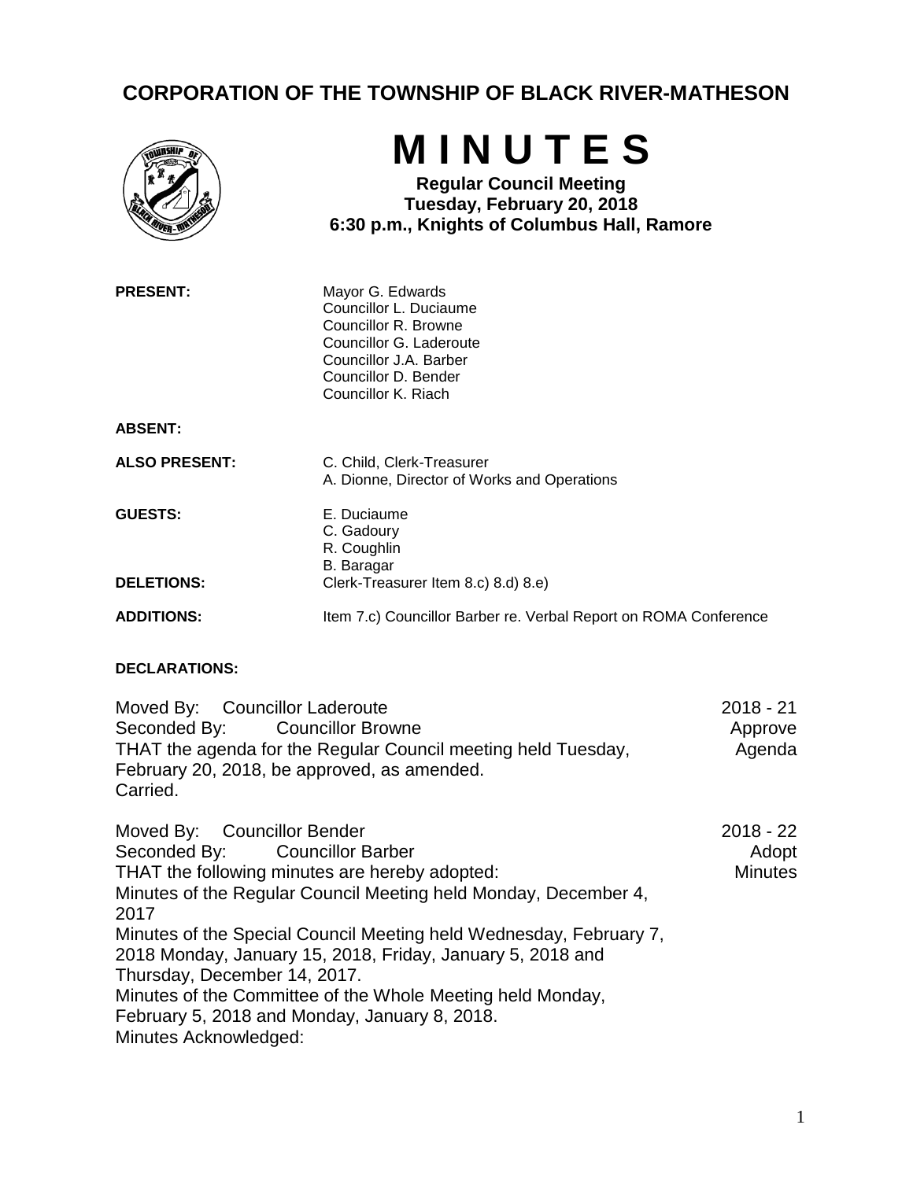## CORPORATION OF THE TOWNSHIP OF BLACK RIVER-MATHESON

# M I N U T E S

**Regular Council Meeting**
**Tuesday, February 20, 2018**
**6:30 p.m., Knights of Columbus Hall, Ramore**

**PRESENT:**
Mayor G. Edwards
Councillor L. Duciaume
Councillor R. Browne
Councillor G. Laderoute
Councillor J.A. Barber
Councillor D. Bender
Councillor K. Riach

**ABSENT:**

**ALSO PRESENT:**
C. Child, Clerk-Treasurer
A. Dionne, Director of Works and Operations

**GUESTS:**
E. Duciaume
C. Gadoury
R. Coughlin
B. Baragar

**DELETIONS:** Clerk-Treasurer Item 8.c) 8.d) 8.e)

**ADDITIONS:** Item 7.c) Councillor Barber re. Verbal Report on ROMA Conference

**DECLARATIONS:**

Moved By: Councillor Laderoute
Seconded By: Councillor Browne
THAT the agenda for the Regular Council meeting held Tuesday, February 20, 2018, be approved, as amended.
Carried.

2018 - 21
Approve Agenda

Moved By: Councillor Bender
Seconded By: Councillor Barber
THAT the following minutes are hereby adopted:
Minutes of the Regular Council Meeting held Monday, December 4, 2017
Minutes of the Special Council Meeting held Wednesday, February 7, 2018 Monday, January 15, 2018, Friday, January 5, 2018 and Thursday, December 14, 2017.
Minutes of the Committee of the Whole Meeting held Monday, February 5, 2018 and Monday, January 8, 2018.
Minutes Acknowledged:

2018 - 22
Adopt Minutes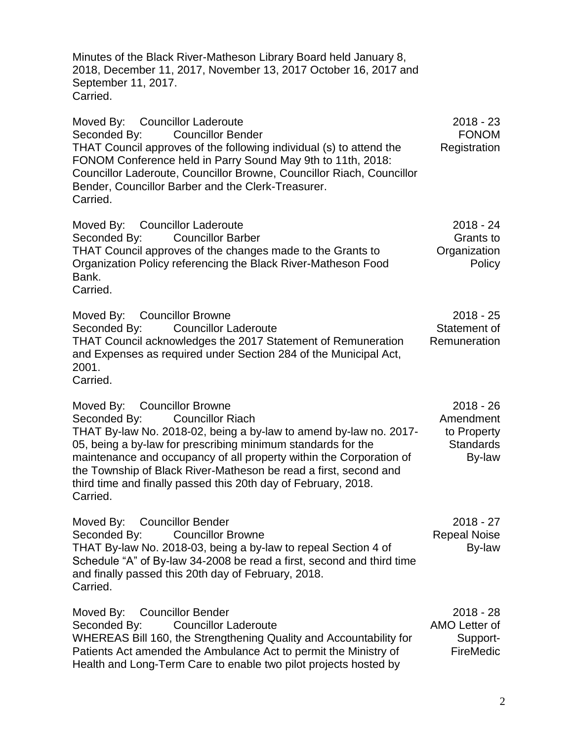Minutes of the Black River-Matheson Library Board held January 8, 2018, December 11, 2017, November 13, 2017 October 16, 2017 and September 11, 2017.
Carried.

Moved By: Councillor Laderoute
Seconded By: Councillor Bender
THAT Council approves of the following individual (s) to attend the FONOM Conference held in Parry Sound May 9th to 11th, 2018: Councillor Laderoute, Councillor Browne, Councillor Riach, Councillor Bender, Councillor Barber and the Clerk-Treasurer.
Carried.

2018 - 23
FONOM
Registration

Moved By: Councillor Laderoute
Seconded By: Councillor Barber
THAT Council approves of the changes made to the Grants to Organization Policy referencing the Black River-Matheson Food Bank.
Carried.

2018 - 24
Grants to
Organization
Policy

Moved By: Councillor Browne
Seconded By: Councillor Laderoute
THAT Council acknowledges the 2017 Statement of Remuneration and Expenses as required under Section 284 of the Municipal Act, 2001.
Carried.

2018 - 25
Statement of
Remuneration

Moved By: Councillor Browne
Seconded By: Councillor Riach
THAT By-law No. 2018-02, being a by-law to amend by-law no. 2017-05, being a by-law for prescribing minimum standards for the maintenance and occupancy of all property within the Corporation of the Township of Black River-Matheson be read a first, second and third time and finally passed this 20th day of February, 2018.
Carried.

2018 - 26
Amendment
to Property
Standards
By-law

Moved By: Councillor Bender
Seconded By: Councillor Browne
THAT By-law No. 2018-03, being a by-law to repeal Section 4 of Schedule "A" of By-law 34-2008 be read a first, second and third time and finally passed this 20th day of February, 2018.
Carried.

2018 - 27
Repeal Noise
By-law

Moved By: Councillor Bender
Seconded By: Councillor Laderoute
WHEREAS Bill 160, the Strengthening Quality and Accountability for Patients Act amended the Ambulance Act to permit the Ministry of Health and Long-Term Care to enable two pilot projects hosted by

2018 - 28
AMO Letter of
Support-
FireMedic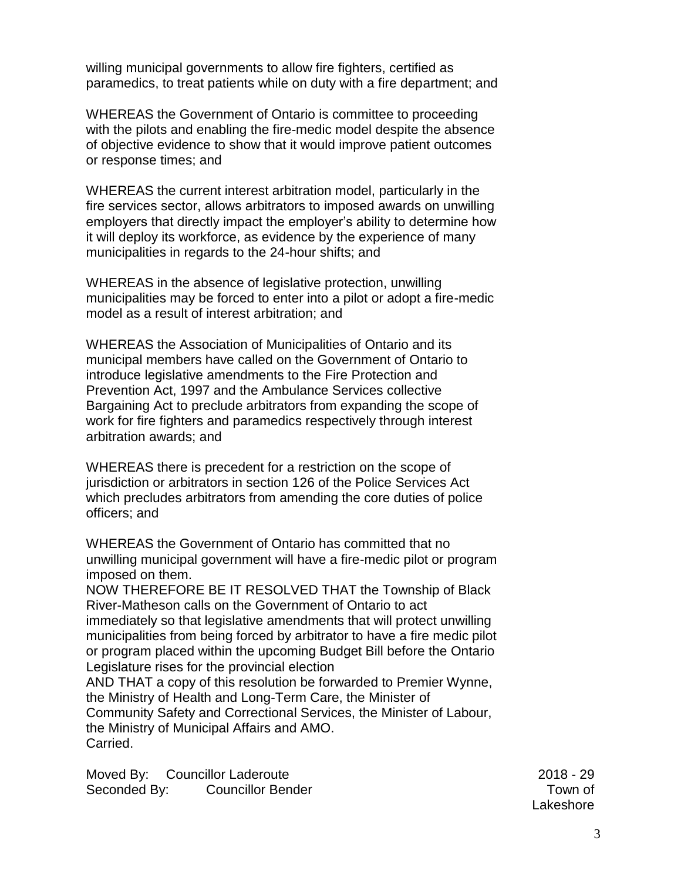willing municipal governments to allow fire fighters, certified as paramedics, to treat patients while on duty with a fire department; and

WHEREAS the Government of Ontario is committee to proceeding with the pilots and enabling the fire-medic model despite the absence of objective evidence to show that it would improve patient outcomes or response times; and

WHEREAS the current interest arbitration model, particularly in the fire services sector, allows arbitrators to imposed awards on unwilling employers that directly impact the employer's ability to determine how it will deploy its workforce, as evidence by the experience of many municipalities in regards to the 24-hour shifts; and

WHEREAS in the absence of legislative protection, unwilling municipalities may be forced to enter into a pilot or adopt a fire-medic model as a result of interest arbitration; and

WHEREAS the Association of Municipalities of Ontario and its municipal members have called on the Government of Ontario to introduce legislative amendments to the Fire Protection and Prevention Act, 1997 and the Ambulance Services collective Bargaining Act to preclude arbitrators from expanding the scope of work for fire fighters and paramedics respectively through interest arbitration awards; and

WHEREAS there is precedent for a restriction on the scope of jurisdiction or arbitrators in section 126 of the Police Services Act which precludes arbitrators from amending the core duties of police officers; and

WHEREAS the Government of Ontario has committed that no unwilling municipal government will have a fire-medic pilot or program imposed on them.

NOW THEREFORE BE IT RESOLVED THAT the Township of Black River-Matheson calls on the Government of Ontario to act immediately so that legislative amendments that will protect unwilling municipalities from being forced by arbitrator to have a fire medic pilot or program placed within the upcoming Budget Bill before the Ontario Legislature rises for the provincial election

AND THAT a copy of this resolution be forwarded to Premier Wynne, the Ministry of Health and Long-Term Care, the Minister of Community Safety and Correctional Services, the Minister of Labour, the Ministry of Municipal Affairs and AMO.

Carried.

Moved By: Councillor Laderoute

Seconded By: Councillor Bender

2018 - 29

Town of Lakeshore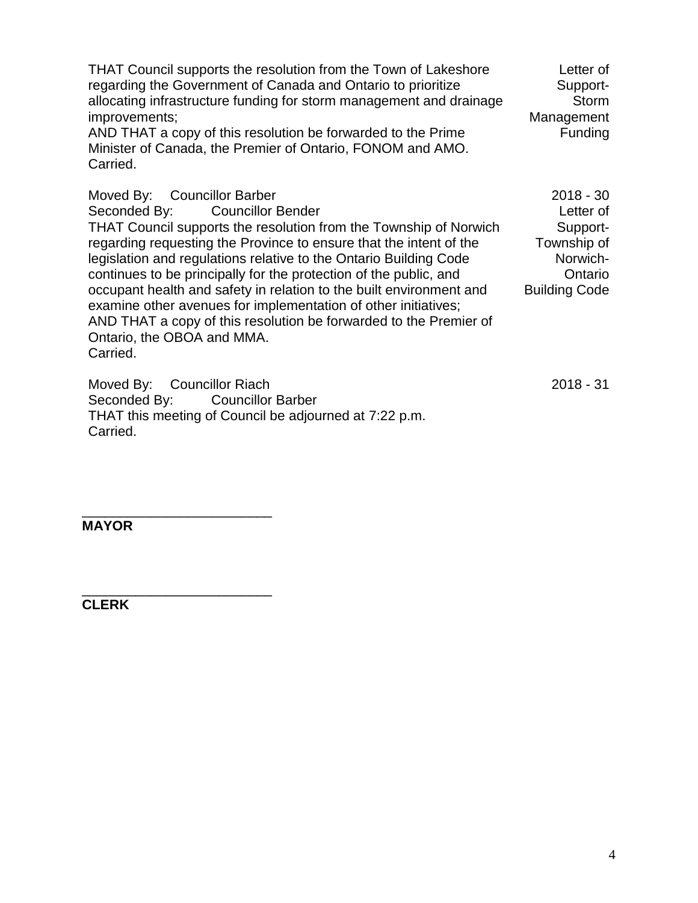THAT Council supports the resolution from the Town of Lakeshore regarding the Government of Canada and Ontario to prioritize allocating infrastructure funding for storm management and drainage improvements;
AND THAT a copy of this resolution be forwarded to the Prime Minister of Canada, the Premier of Ontario, FONOM and AMO.
Carried.

Letter of Support- Storm Management Funding

Moved By: Councillor Barber
Seconded By: Councillor Bender
THAT Council supports the resolution from the Township of Norwich regarding requesting the Province to ensure that the intent of the legislation and regulations relative to the Ontario Building Code continues to be principally for the protection of the public, and occupant health and safety in relation to the built environment and examine other avenues for implementation of other initiatives;
AND THAT a copy of this resolution be forwarded to the Premier of Ontario, the OBOA and MMA.
Carried.

2018 - 30
Letter of Support- Township of Norwich- Ontario Building Code

Moved By: Councillor Riach
Seconded By: Councillor Barber
THAT this meeting of Council be adjourned at 7:22 p.m.
Carried.

2018 - 31

_________________________
**MAYOR**

_________________________
**CLERK**